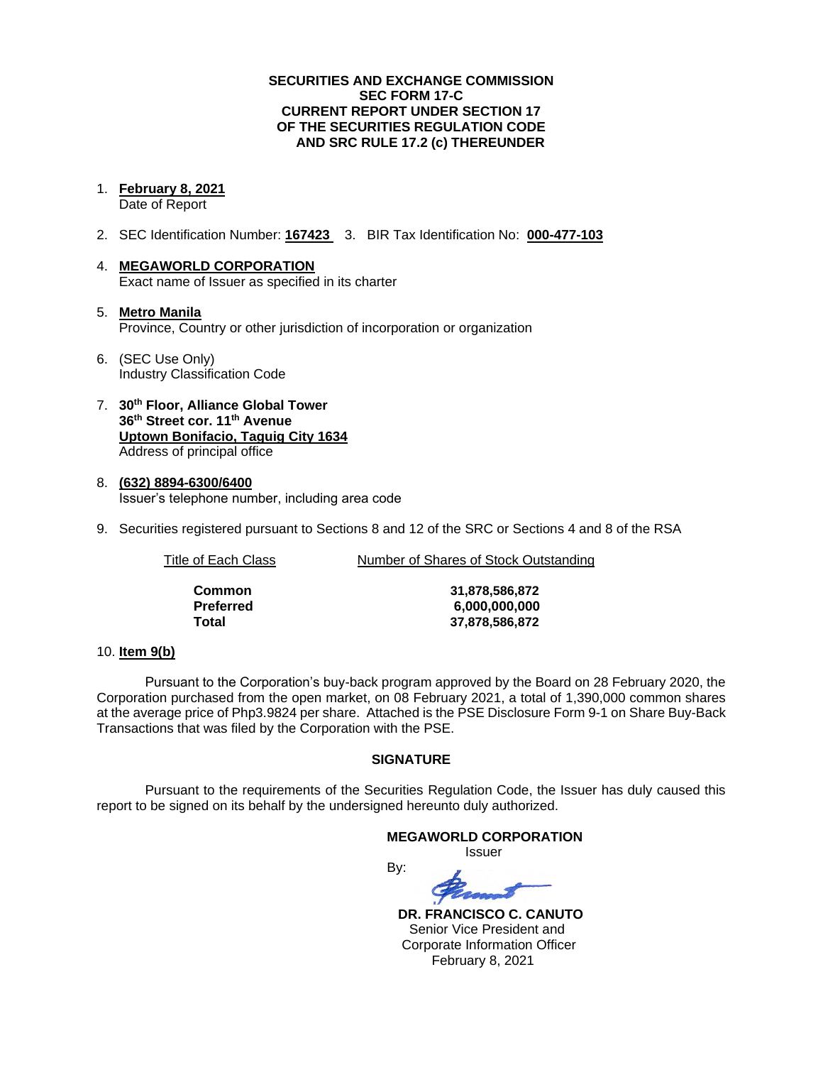**SECURITIES AND EXCHANGE COMMISSION**
**SEC FORM 17-C**
**CURRENT REPORT UNDER SECTION 17**
**OF THE SECURITIES REGULATION CODE**
**AND SRC RULE 17.2 (c) THEREUNDER**

1. **February 8, 2021**
   Date of Report

2. SEC Identification Number: **167423** 3. BIR Tax Identification No: **000-477-103**

4. **MEGAWORLD CORPORATION**
   Exact name of Issuer as specified in its charter

5. **Metro Manila**
   Province, Country or other jurisdiction of incorporation or organization

6. (SEC Use Only)
   Industry Classification Code

7. **30th Floor, Alliance Global Tower**
   **36th Street cor. 11th Avenue**
   **Uptown Bonifacio, Taguig City 1634**
   Address of principal office

8. **(632) 8894-6300/6400**
   Issuer's telephone number, including area code

9. Securities registered pursuant to Sections 8 and 12 of the SRC or Sections 4 and 8 of the RSA

| Title of Each Class | Number of Shares of Stock Outstanding |
|---|---|
| **Common** | **31,878,586,872** |
| **Preferred** | **6,000,000,000** |
| **Total** | **37,878,586,872** |

10. **Item 9(b)**

Pursuant to the Corporation's buy-back program approved by the Board on 28 February 2020, the Corporation purchased from the open market, on 08 February 2021, a total of 1,390,000 common shares at the average price of Php3.9824 per share. Attached is the PSE Disclosure Form 9-1 on Share Buy-Back Transactions that was filed by the Corporation with the PSE.

**SIGNATURE**

Pursuant to the requirements of the Securities Regulation Code, the Issuer has duly caused this report to be signed on its behalf by the undersigned hereunto duly authorized.

**MEGAWORLD CORPORATION**
Issuer

By:

**DR. FRANCISCO C. CANUTO**
Senior Vice President and
Corporate Information Officer
February 8, 2021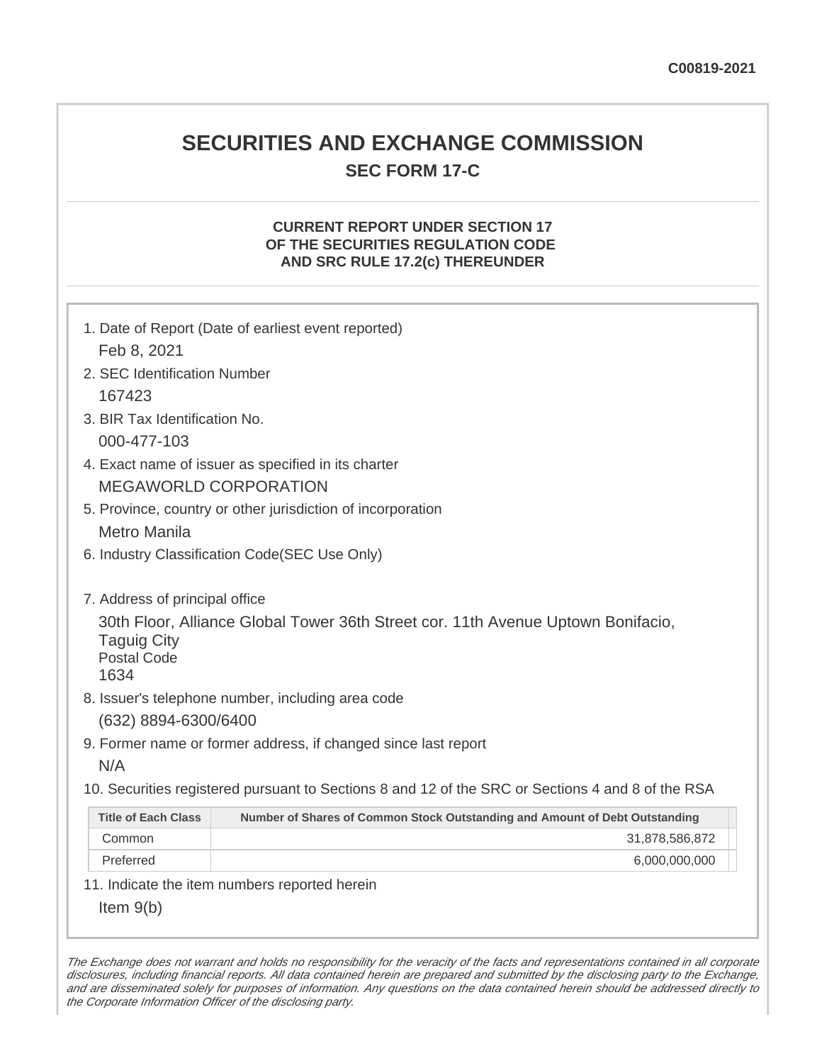C00819-2021

# SECURITIES AND EXCHANGE COMMISSION

## SEC FORM 17-C

### CURRENT REPORT UNDER SECTION 17 OF THE SECURITIES REGULATION CODE AND SRC RULE 17.2(c) THEREUNDER

1. Date of Report (Date of earliest event reported)

   Feb 8, 2021

2. SEC Identification Number

   167423

3. BIR Tax Identification No.

   000-477-103

4. Exact name of issuer as specified in its charter

   MEGAWORLD CORPORATION

5. Province, country or other jurisdiction of incorporation

   Metro Manila

6. Industry Classification Code(SEC Use Only)

7. Address of principal office

   30th Floor, Alliance Global Tower 36th Street cor. 11th Avenue Uptown Bonifacio, Taguig City
   Postal Code
   1634

8. Issuer's telephone number, including area code

   (632) 8894-6300/6400

9. Former name or former address, if changed since last report

   N/A

10. Securities registered pursuant to Sections 8 and 12 of the SRC or Sections 4 and 8 of the RSA

| Title of Each Class | Number of Shares of Common Stock Outstanding and Amount of Debt Outstanding |
|---|---|
| Common | 31,878,586,872 |
| Preferred | 6,000,000,000 |

11. Indicate the item numbers reported herein

    Item 9(b)

*The Exchange does not warrant and holds no responsibility for the veracity of the facts and representations contained in all corporate disclosures, including financial reports. All data contained herein are prepared and submitted by the disclosing party to the Exchange, and are disseminated solely for purposes of information. Any questions on the data contained herein should be addressed directly to the Corporate Information Officer of the disclosing party.*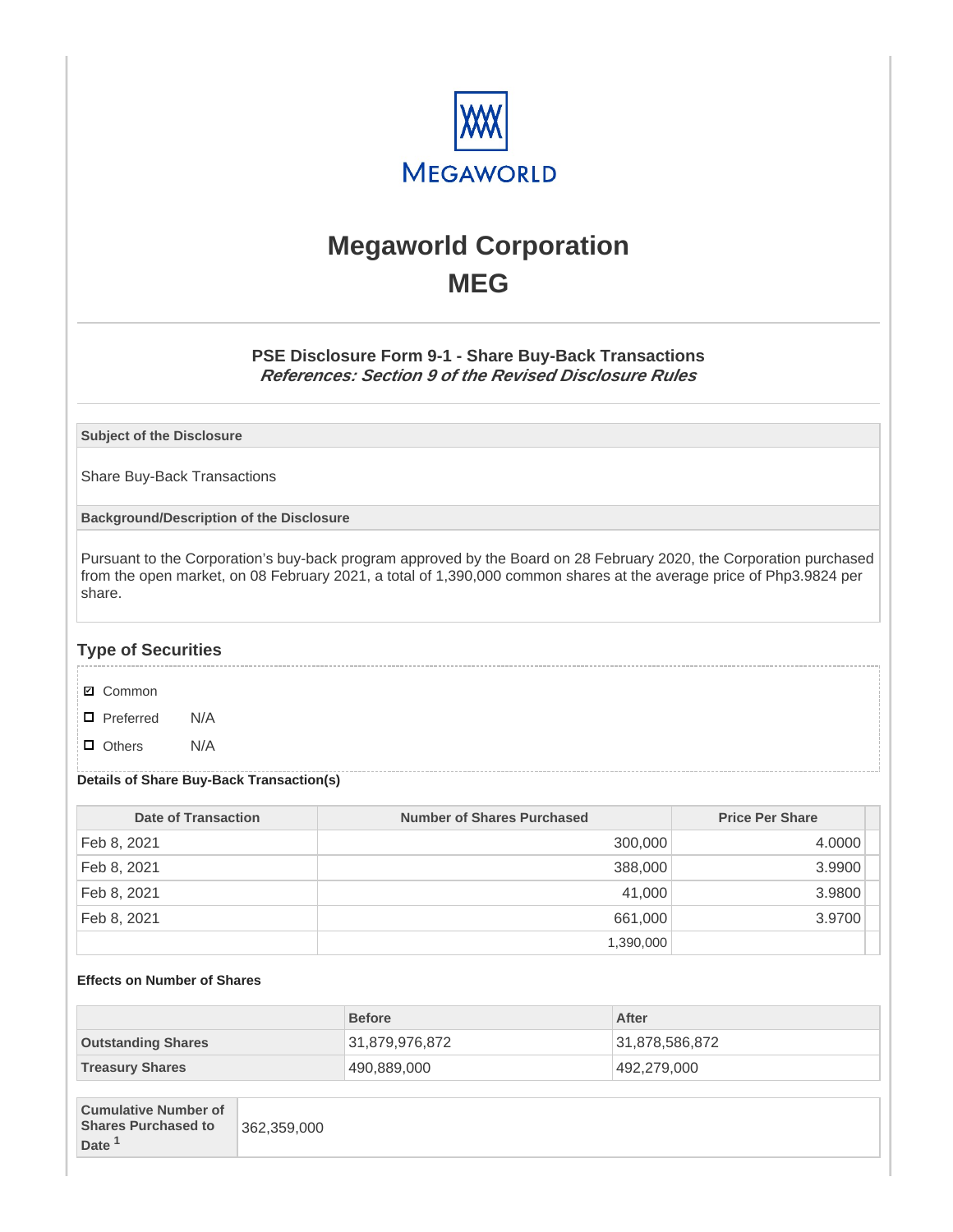# Megaworld Corporation
# MEG

### PSE Disclosure Form 9-1 - Share Buy-Back Transactions
***References: Section 9 of the Revised Disclosure Rules***

| Subject of the Disclosure |
|---|
| Share Buy-Back Transactions |

| Background/Description of the Disclosure |
|---|
| Pursuant to the Corporation's buy-back program approved by the Board on 28 February 2020, the Corporation purchased from the open market, on 08 February 2021, a total of 1,390,000 common shares at the average price of Php3.9824 per share. |

## Type of Securities

- ☑ Common
- ☐ Preferred N/A
- ☐ Others N/A

**Details of Share Buy-Back Transaction(s)**

| Date of Transaction | Number of Shares Purchased | Price Per Share |
|---|---|---|
| Feb 8, 2021 | 300,000 | 4.0000 |
| Feb 8, 2021 | 388,000 | 3.9900 |
| Feb 8, 2021 | 41,000 | 3.9800 |
| Feb 8, 2021 | 661,000 | 3.9700 |
| | 1,390,000 | |

**Effects on Number of Shares**

| | Before | After |
|---|---|---|
| **Outstanding Shares** | 31,879,976,872 | 31,878,586,872 |
| **Treasury Shares** | 490,889,000 | 492,279,000 |

| | |
|---|---|
| **Cumulative Number of Shares Purchased to Date** [1] | 362,359,000 |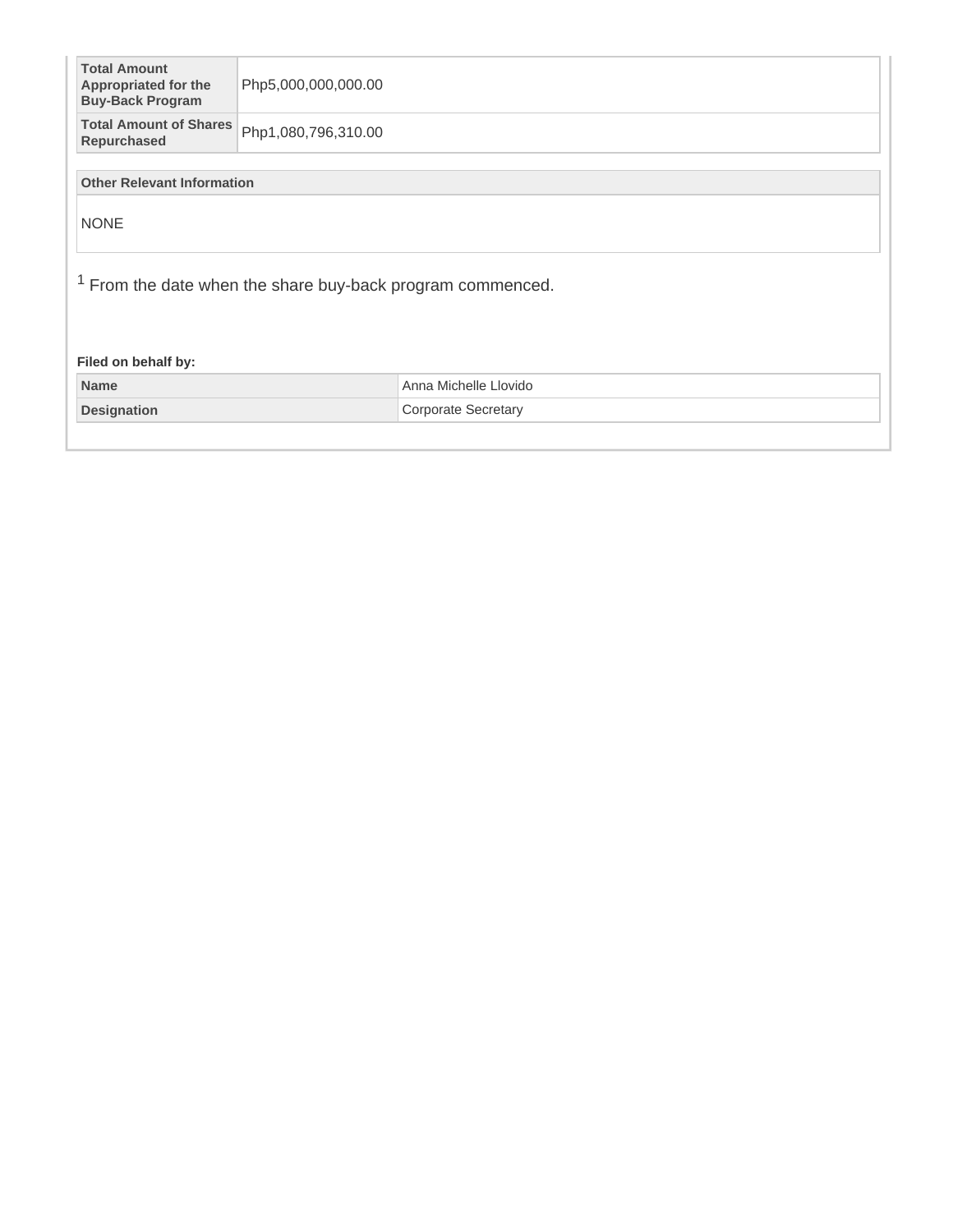| | |
|---|---|
| **Total Amount Appropriated for the Buy-Back Program** | Php5,000,000,000.00 |
| **Total Amount of Shares Repurchased** | Php1,080,796,310.00 |

| **Other Relevant Information** |
|---|
| NONE |

[1] From the date when the share buy-back program commenced.

**Filed on behalf by:**

| | |
|---|---|
| **Name** | Anna Michelle Llovido |
| **Designation** | Corporate Secretary |